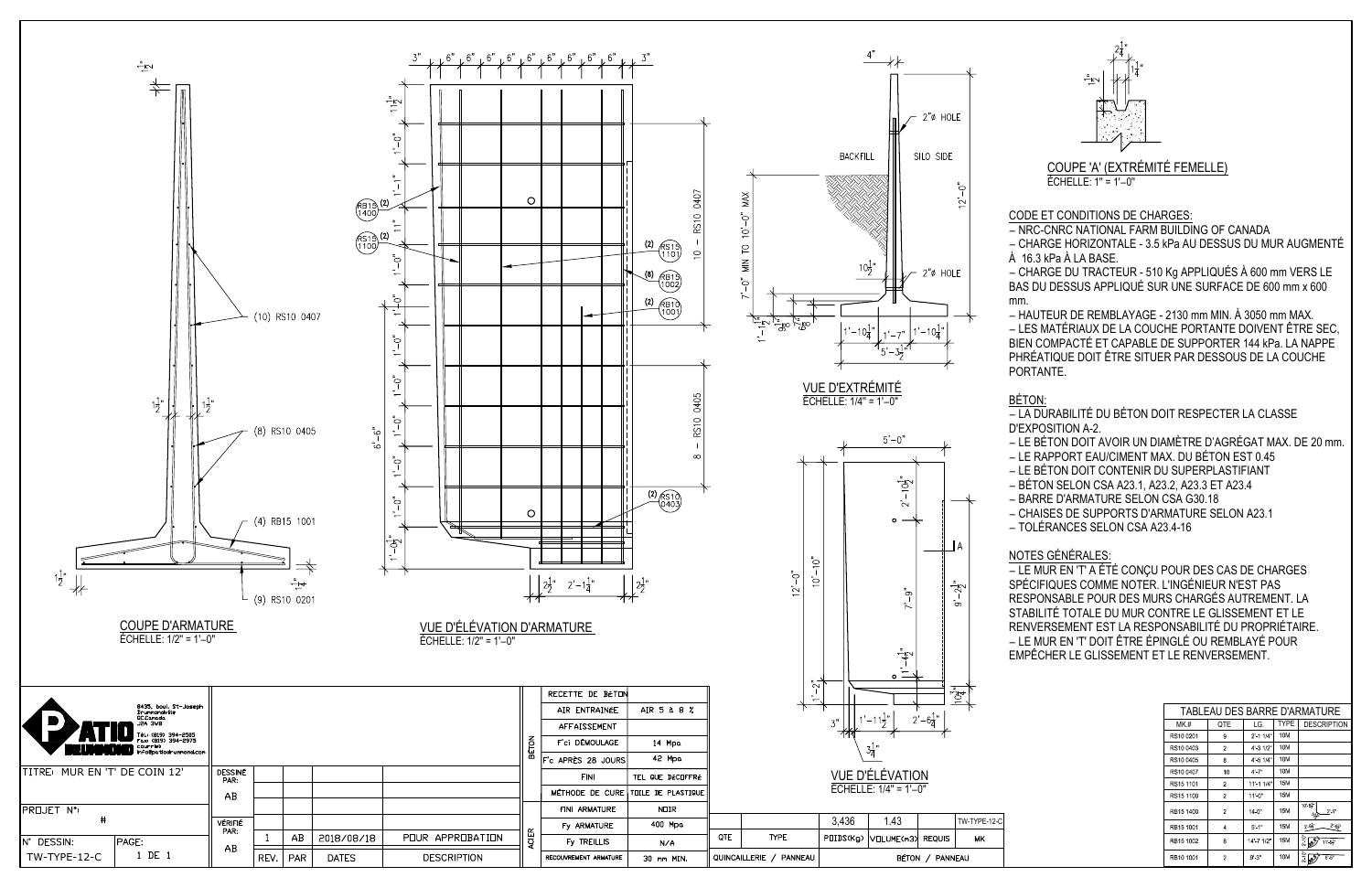## COUPE D'ARMATURE
ÉCHELLE: 1/2" = 1'-0"

(10) RS10 0407
(8) RS10 0405
(4) RB15 1001
(9) RS10 0201

## VUE D'ÉLÉVATION D'ARMATURE
ÉCHELLE: 1/2" = 1'-0"

10 – RS10 0407
8 – RS10 0405
(2) RB15 1400
(2) RS15 1100
(2) RS15 1101
(8) RB15 1002
(2) RB10 1001
(2) RS10 0403

## VUE D'EXTRÉMITÉ
ÉCHELLE: 1/4" = 1'-0"

BACKFILL — SILO SIDE
2"Ø HOLE
7'-0" MIN TO 10'-0" MAX

## VUE D'ÉLÉVATION
ÉCHELLE: 1/4" = 1'-0"

## COUPE 'A' (EXTRÉMITÉ FEMELLE)
ÉCHELLE: 1" = 1'-0"

## CODE ET CONDITIONS DE CHARGES:
- NRC-CNRC NATIONAL FARM BUILDING OF CANADA
- CHARGE HORIZONTALE - 3.5 kPa AU DESSUS DU MUR AUGMENTÉ À 16.3 kPa À LA BASE.
- CHARGE DU TRACTEUR - 510 Kg APPLIQUÉS À 600 mm VERS LE BAS DU DESSUS APPLIQUÉ SUR UNE SURFACE DE 600 mm x 600 mm.
- HAUTEUR DE REMBLAYAGE - 2130 mm MIN. À 3050 mm MAX.
- LES MATÉRIAUX DE LA COUCHE PORTANTE DOIVENT ÊTRE SEC, BIEN COMPACTÉ ET CAPABLE DE SUPPORTER 144 kPa. LA NAPPE PHRÉATIQUE DOIT ÊTRE SITUER PAR DESSOUS DE LA COUCHE PORTANTE.

## BÉTON:
- LA DURABILITÉ DU BÉTON DOIT RESPECTER LA CLASSE D'EXPOSITION A-2.
- LE BÉTON DOIT AVOIR UN DIAMÈTRE D'AGRÉGAT MAX. DE 20 mm.
- LE RAPPORT EAU/CIMENT MAX. DU BÉTON EST 0.45
- LE BÉTON DOIT CONTENIR DU SUPERPLASTIFIANT
- BÉTON SELON CSA A23.1, A23.2, A23.3 ET A23.4
- BARRE D'ARMATURE SELON CSA G30.18
- CHAISES DE SUPPORTS D'ARMATURE SELON A23.1
- TOLÉRANCES SELON CSA A23.4-16

## NOTES GÉNÉRALES:
- LE MUR EN 'T' A ÉTÉ CONÇU POUR DES CAS DE CHARGES SPÉCIFIQUES COMME NOTER. L'INGÉNIEUR N'EST PAS RESPONSABLE POUR DES MURS CHARGÉS AUTREMENT. LA STABILITÉ TOTALE DU MUR CONTRE LE GLISSEMENT ET LE RENVERSEMENT EST LA RESPONSABILITÉ DU PROPRIÉTAIRE.
- LE MUR EN 'T' DOIT ÊTRE ÉPINGLÉ OU REMBLAYÉ POUR EMPÊCHER LE GLISSEMENT ET LE RENVERSEMENT.

## TABLEAU DES BARRE D'ARMATURE

| MK.# | QTE | LG. | TYPE | DESCRIPTION |
|---|---|---|---|---|
| RS10 0201 | 9 | 2'-1 1/4" | 10M | |
| RS10 0403 | 2 | 4'-3 1/2" | 10M | |
| RS10 0405 | 8 | 4'-5 1/4" | 10M | |
| RS10 0407 | 10 | 4'-7" | 10M | |
| RS15 1101 | 2 | 11'-1 1/4" | 15M | |
| RS15 1100 | 2 | 11'-0" | 15M | |
| RB15 1400 | 2 | 14'-0" | 15M | |
| RB15 1001 | 4 | 5'-1" | 15M | |
| RB15 1002 | 8 | 14'-7 1/2" | 15M | |
| RB10 1001 | 2 | 9'-3" | 10M | |

## RECETTE DE BÉTON

| | | |
|---|---|---|
| BÉTON | AIR ENTRAINÉE | AIR 5 à 8 % |
| | AFFAISSEMENT | |
| | F'ci DÉMOULAGE | 14 Mpa |
| | F'c APRÈS 28 JOURS | 42 Mpa |
| | FINI | TEL QUE DECOFFRÉ |
| | MÉTHODE DE CURE | TOILE DE PLASTIQUE |
| ACIER | FINI ARMATURE | NOIR |
| | Fy ARMATURE | 400 Mpa |
| | Fy TREILLIS | N/A |
| | RECOUVREMENT ARMATURE | 30 mm MIN. |

| QTE | TYPE | POIDS(Kg) | VOLUME(m3) | REQUIS | MK |
|---|---|---|---|---|---|
| | | 3,436 | 1.43 | | TW-TYPE-12-C |
| QUINCAILLERIE / PANNEAU | | BÉTON / PANNEAU | | | |

PATIO DRUMMOND
8435, boul. St-Joseph, Drummondville QC Canada J2A 3W8
Tél: (819) 394-2585
Fax: (819) 394-2975
courriel: info@patiodrummond.com

TITRE: MUR EN 'T' DE COIN 12'
PROJET N°: #
N° DESSIN: TW-TYPE-12-C
PAGE: 1 DE 1
DESSINÉ PAR: AB
VÉRIFIÉ PAR: AB

| REV. | PAR | DATES | DESCRIPTION |
|---|---|---|---|
| 1 | AB | 2018/08/18 | POUR APPROBATION |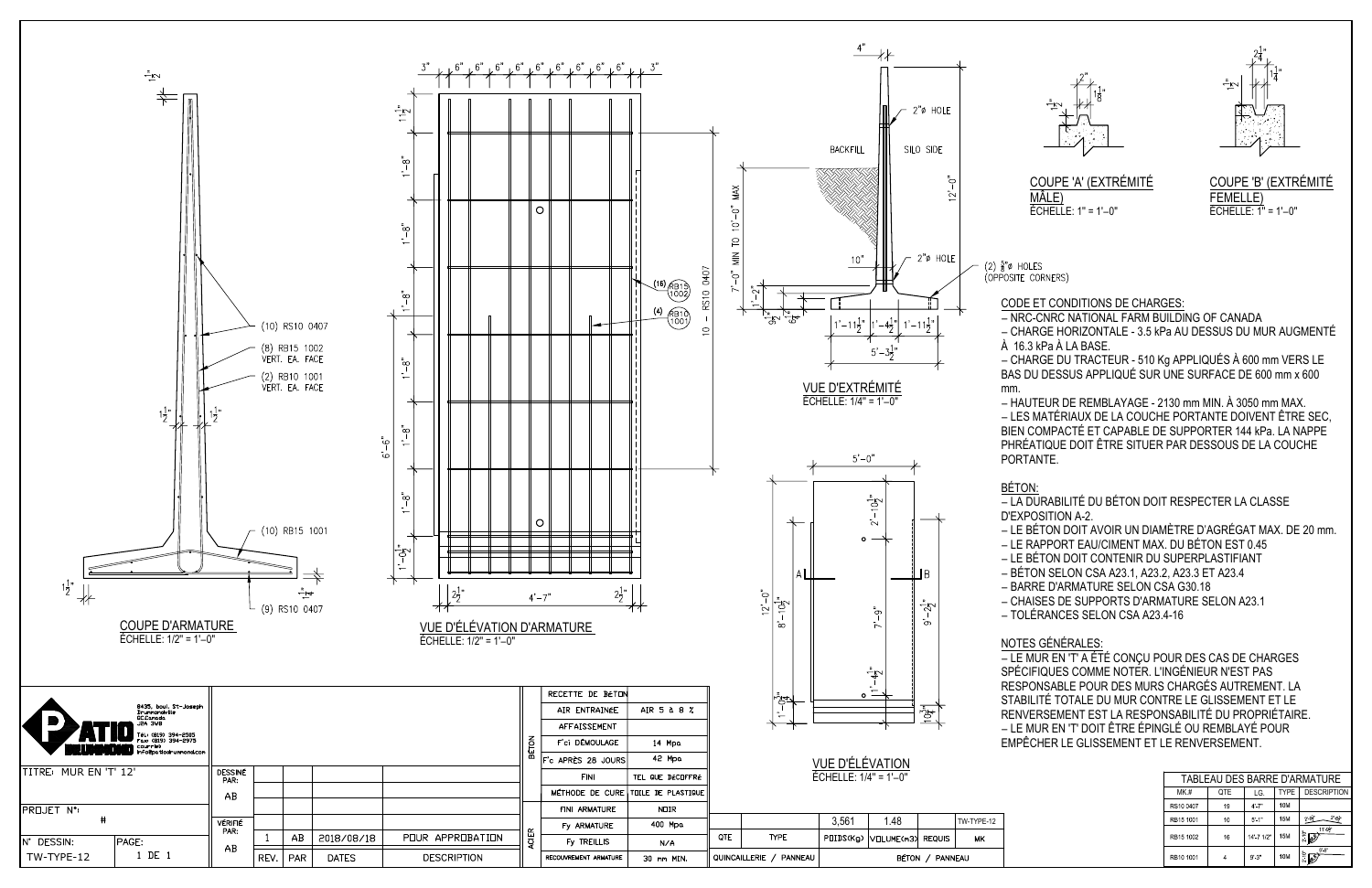# COUPE D'ARMATURE
ÉCHELLE: 1/2" = 1'-0"

(10) RS10 0407
(8) RB15 1002 VERT. EA. FACE
(2) RB10 1001 VERT. EA. FACE
(10) RB15 1001
(9) RS10 0407

# VUE D'ÉLÉVATION D'ARMATURE
ÉCHELLE: 1/2" = 1'-0"

(16) RB15 1002
(4) RB10 1001
10 - RS10 0407

# VUE D'EXTRÉMITÉ
ÉCHELLE: 1/4" = 1'-0"

BACKFILL
SILO SIDE
2"ø HOLE
7'-0" MIN TO 10'-0" MAX
(2) ⅝"ø HOLES (OPPOSITE CORNERS)

# VUE D'ÉLÉVATION
ÉCHELLE: 1/4" = 1'-0"

# COUPE 'A' (EXTRÉMITÉ MÂLE)
ÉCHELLE: 1" = 1'-0"

# COUPE 'B' (EXTRÉMITÉ FEMELLE)
ÉCHELLE: 1" = 1'-0"

## CODE ET CONDITIONS DE CHARGES:

- NRC-CNRC NATIONAL FARM BUILDING OF CANADA
- CHARGE HORIZONTALE - 3.5 kPa AU DESSUS DU MUR AUGMENTÉ À 16.3 kPa À LA BASE.
- CHARGE DU TRACTEUR - 510 Kg APPLIQUÉS À 600 mm VERS LE BAS DU DESSUS APPLIQUÉ SUR UNE SURFACE DE 600 mm x 600 mm.
- HAUTEUR DE REMBLAYAGE - 2130 mm MIN. À 3050 mm MAX.
- LES MATÉRIAUX DE LA COUCHE PORTANTE DOIVENT ÊTRE SEC, BIEN COMPACTÉ ET CAPABLE DE SUPPORTER 144 kPa. LA NAPPE PHRÉATIQUE DOIT ÊTRE SITUER PAR DESSOUS DE LA COUCHE PORTANTE.

## BÉTON:

- LA DURABILITÉ DU BÉTON DOIT RESPECTER LA CLASSE D'EXPOSITION A-2.
- LE BÉTON DOIT AVOIR UN DIAMÈTRE D'AGRÉGAT MAX. DE 20 mm.
- LE RAPPORT EAU/CIMENT MAX. DU BÉTON EST 0.45
- LE BÉTON DOIT CONTENIR DU SUPERPLASTIFIANT
- BÉTON SELON CSA A23.1, A23.2, A23.3 ET A23.4
- BARRE D'ARMATURE SELON CSA G30.18
- CHAISES DE SUPPORTS D'ARMATURE SELON A23.1
- TOLÉRANCES SELON CSA A23.4-16

## NOTES GÉNÉRALES:

- LE MUR EN 'T' A ÉTÉ CONÇU POUR DES CAS DE CHARGES SPÉCIFIQUES COMME NOTER. L'INGÉNIEUR N'EST PAS RESPONSABLE POUR DES MURS CHARGÉS AUTREMENT. LA STABILITÉ TOTALE DU MUR CONTRE LE GLISSEMENT ET LE RENVERSEMENT EST LA RESPONSABILITÉ DU PROPRIÉTAIRE.
- LE MUR EN 'T' DOIT ÊTRE ÉPINGLÉ OU REMBLAYÉ POUR EMPÊCHER LE GLISSEMENT ET LE RENVERSEMENT.

| TABLEAU DES BARRE D'ARMATURE | | | | |
|---|---|---|---|---|
| MK.# | QTE | LG. | TYPE | DESCRIPTION |
| RS10 0407 | 19 | 4'-7" | 10M | |
| RB15 1001 | 10 | 5'-1" | 15M | |
| RB15 1002 | 16 | 14'-7 1/2" | 15M | |
| RB10 1001 | 4 | 9'-3" | 10M | |

| | | |
|---|---|---|
| BÉTON | RECETTE DE BÉTON | |
| | AIR ENTRAINÉE | AIR 5 À 8 % |
| | AFFAISSEMENT | |
| | F'ci DÉMOULAGE | 14 Mpa |
| | F'c APRÈS 28 JOURS | 42 Mpa |
| | FINI | TEL QUE DÉCOFFRÉ |
| | MÉTHODE DE CURE | TOILE DE PLASTIQUE |
| ACIER | FINI ARMATURE | NOIR |
| | Fy ARMATURE | 400 Mpa |
| | Fy TREILLIS | N/A |
| | RECOUVREMENT ARMATURE | 30 mm MIN. |

| | | | | | |
|---|---|---|---|---|---|
| | | 3,561 | 1.48 | | TW-TYPE-12 |
| QTE | TYPE | POIDS(Kg) | VOLUME(m3) | REQUIS | MK |
| QUINCAILLERIE / PANNEAU | | BÉTON / PANNEAU | | | |

PATIO DRUMMOND
8435, boul. St-Joseph
Drummondville
QC,Canada
J2A 3W8
Tél: (819) 394-2585
Fax: (819) 394-2975
courriel: info@patiodrummond.com

| | | | | | |
|---|---|---|---|---|---|
| TITRE: MUR EN 'T' 12' | | DESSINÉ PAR: AB | | | |
| PROJET N°: # | | VÉRIFIÉ PAR: AB | | | |
| N° DESSIN: TW-TYPE-12 | PAGE: 1 DE 1 | 1 | AB | 2018/08/18 | POUR APPROBATION |
| | | REV. | PAR | DATES | DESCRIPTION |